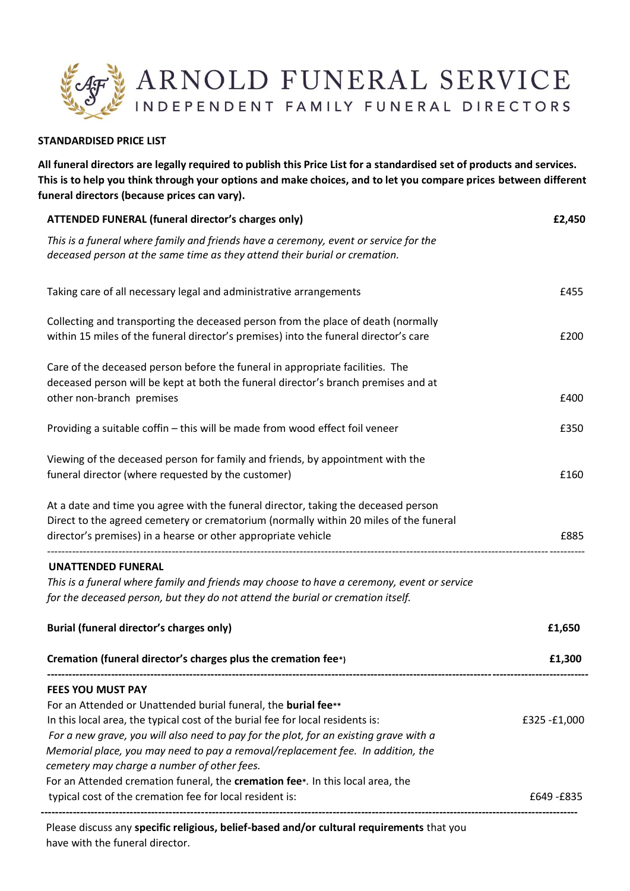# ARNOLD FUNERAL SERVICE

INDEPENDENT FAMILY FUNERAL DIRECTORS

**STANDARDISED PRICE LIST**

**All funeral directors are legally required to publish this Price List for a standardised set of products and services. This is to help you think through your options and make choices, and to let you compare prices between different funeral directors (because prices can vary).**

| | |
|---|---|
| **ATTENDED FUNERAL (funeral director's charges only)** | **£2,450** |
| *This is a funeral where family and friends have a ceremony, event or service for the deceased person at the same time as they attend their burial or cremation.* | |
| Taking care of all necessary legal and administrative arrangements | £455 |
| Collecting and transporting the deceased person from the place of death (normally within 15 miles of the funeral director's premises) into the funeral director's care | £200 |
| Care of the deceased person before the funeral in appropriate facilities. The deceased person will be kept at both the funeral director's branch premises and at other non-branch premises | £400 |
| Providing a suitable coffin – this will be made from wood effect foil veneer | £350 |
| Viewing of the deceased person for family and friends, by appointment with the funeral director (where requested by the customer) | £160 |
| At a date and time you agree with the funeral director, taking the deceased person Direct to the agreed cemetery or crematorium (normally within 20 miles of the funeral director's premises) in a hearse or other appropriate vehicle | £885 |

---

**UNATTENDED FUNERAL**

*This is a funeral where family and friends may choose to have a ceremony, event or service for the deceased person, but they do not attend the burial or cremation itself.*

| | |
|---|---|
| **Burial (funeral director's charges only)** | **£1,650** |
| **Cremation (funeral director's charges plus the cremation fee*)** | **£1,300** |

---

**FEES YOU MUST PAY**

| | |
|---|---|
| For an Attended or Unattended burial funeral, the **burial fee**** In this local area, the typical cost of the burial fee for local residents is: | £325 -£1,000 |
| *For a new grave, you will also need to pay for the plot, for an existing grave with a Memorial place, you may need to pay a removal/replacement fee. In addition, the cemetery may charge a number of other fees.* | |
| For an Attended cremation funeral, the **cremation fee***. In this local area, the typical cost of the cremation fee for local resident is: | £649 -£835 |

---

Please discuss any **specific religious, belief-based and/or cultural requirements** that you have with the funeral director.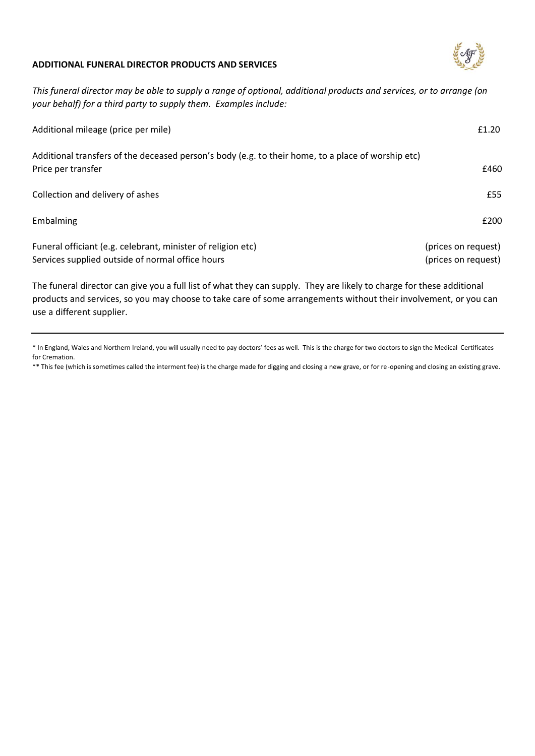**ADDITIONAL FUNERAL DIRECTOR PRODUCTS AND SERVICES**

*This funeral director may be able to supply a range of optional, additional products and services, or to arrange (on your behalf) for a third party to supply them. Examples include:*

| | |
|---|---|
| Additional mileage (price per mile) | £1.20 |
| Additional transfers of the deceased person's body (e.g. to their home, to a place of worship etc)<br>Price per transfer | £460 |
| Collection and delivery of ashes | £55 |
| Embalming | £200 |
| Funeral officiant (e.g. celebrant, minister of religion etc) | (prices on request) |
| Services supplied outside of normal office hours | (prices on request) |

The funeral director can give you a full list of what they can supply. They are likely to charge for these additional products and services, so you may choose to take care of some arrangements without their involvement, or you can use a different supplier.

---

* In England, Wales and Northern Ireland, you will usually need to pay doctors' fees as well. This is the charge for two doctors to sign the Medical Certificates for Cremation.

** This fee (which is sometimes called the interment fee) is the charge made for digging and closing a new grave, or for re-opening and closing an existing grave.